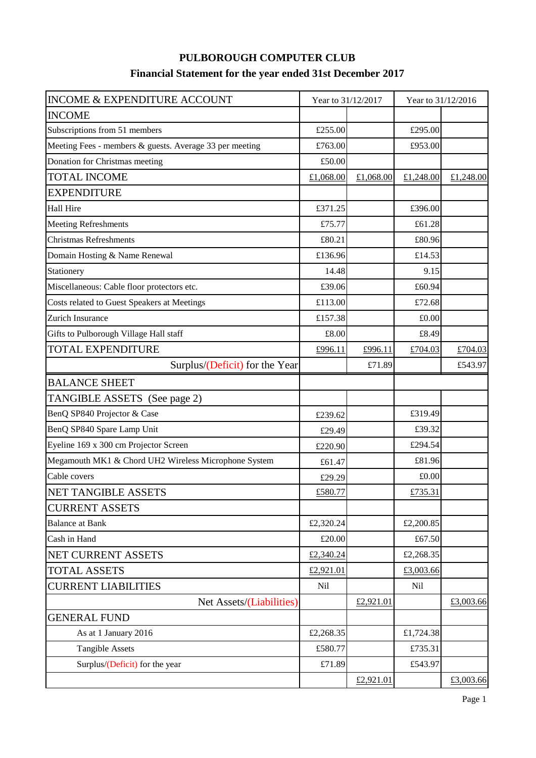# PULBOROUGH COMPUTER CLUB

## Financial Statement for the year ended 31st December 2017

| INCOME & EXPENDITURE ACCOUNT | Year to 31/12/2017 | | Year to 31/12/2016 | |
|---|---|---|---|---|
| INCOME | | | | |
| Subscriptions from 51 members | £255.00 | | £295.00 | |
| Meeting Fees - members & guests. Average 33 per meeting | £763.00 | | £953.00 | |
| Donation for Christmas meeting | £50.00 | | | |
| TOTAL INCOME | £1,068.00 | £1,068.00 | £1,248.00 | £1,248.00 |
| EXPENDITURE | | | | |
| Hall Hire | £371.25 | | £396.00 | |
| Meeting Refreshments | £75.77 | | £61.28 | |
| Christmas Refreshments | £80.21 | | £80.96 | |
| Domain Hosting & Name Renewal | £136.96 | | £14.53 | |
| Stationery | 14.48 | | 9.15 | |
| Miscellaneous: Cable floor protectors etc. | £39.06 | | £60.94 | |
| Costs related to Guest Speakers at Meetings | £113.00 | | £72.68 | |
| Zurich Insurance | £157.38 | | £0.00 | |
| Gifts to Pulborough Village Hall staff | £8.00 | | £8.49 | |
| TOTAL EXPENDITURE | £996.11 | £996.11 | £704.03 | £704.03 |
| Surplus/(Deficit) for the Year | | £71.89 | | £543.97 |
| BALANCE SHEET | | | | |
| TANGIBLE ASSETS (See page 2) | | | | |
| BenQ SP840 Projector & Case | £239.62 | | £319.49 | |
| BenQ SP840 Spare Lamp Unit | £29.49 | | £39.32 | |
| Eyeline 169 x 300 cm Projector Screen | £220.90 | | £294.54 | |
| Megamouth MK1 & Chord UH2 Wireless Microphone System | £61.47 | | £81.96 | |
| Cable covers | £29.29 | | £0.00 | |
| NET TANGIBLE ASSETS | £580.77 | | £735.31 | |
| CURRENT ASSETS | | | | |
| Balance at Bank | £2,320.24 | | £2,200.85 | |
| Cash in Hand | £20.00 | | £67.50 | |
| NET CURRENT ASSETS | £2,340.24 | | £2,268.35 | |
| TOTAL ASSETS | £2,921.01 | | £3,003.66 | |
| CURRENT LIABILITIES | Nil | | Nil | |
| Net Assets/(Liabilities) | | £2,921.01 | | £3,003.66 |
| GENERAL FUND | | | | |
| As at 1 January 2016 | £2,268.35 | | £1,724.38 | |
| Tangible Assets | £580.77 | | £735.31 | |
| Surplus/(Deficit) for the year | £71.89 | | £543.97 | |
| | | £2,921.01 | | £3,003.66 |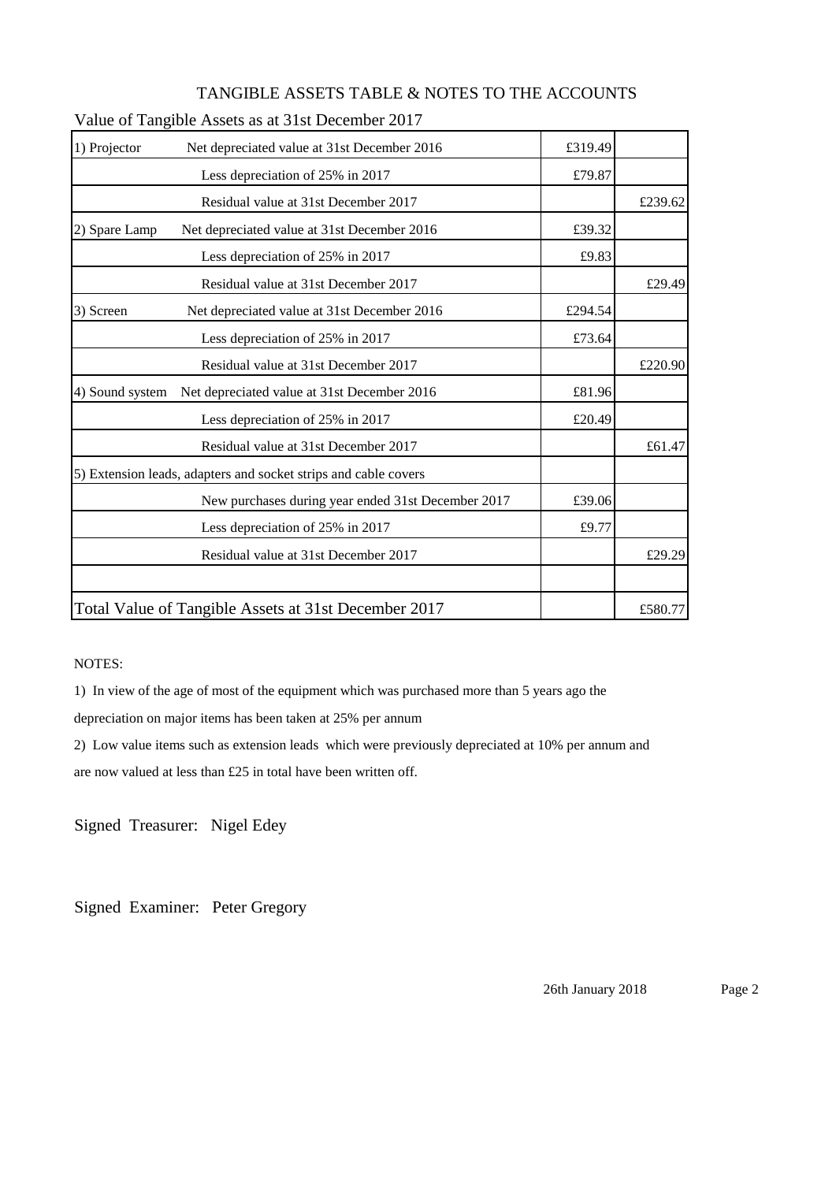# TANGIBLE ASSETS TABLE & NOTES TO THE ACCOUNTS

Value of Tangible Assets as at 31st December 2017

| | | | |
|---|---|---|---|
| 1) Projector | Net depreciated value at 31st December 2016 | £319.49 | |
| | Less depreciation of 25% in 2017 | £79.87 | |
| | Residual value at 31st December 2017 | | £239.62 |
| 2) Spare Lamp | Net depreciated value at 31st December 2016 | £39.32 | |
| | Less depreciation of 25% in 2017 | £9.83 | |
| | Residual value at 31st December 2017 | | £29.49 |
| 3) Screen | Net depreciated value at 31st December 2016 | £294.54 | |
| | Less depreciation of 25% in 2017 | £73.64 | |
| | Residual value at 31st December 2017 | | £220.90 |
| 4) Sound system | Net depreciated value at 31st December 2016 | £81.96 | |
| | Less depreciation of 25% in 2017 | £20.49 | |
| | Residual value at 31st December 2017 | | £61.47 |
| 5) Extension leads, adapters and socket strips and cable covers | | | |
| | New purchases during year ended 31st December 2017 | £39.06 | |
| | Less depreciation of 25% in 2017 | £9.77 | |
| | Residual value at 31st December 2017 | | £29.29 |
| | | | |
| Total Value of Tangible Assets at 31st December 2017 | | | £580.77 |

NOTES:

1) In view of the age of most of the equipment which was purchased more than 5 years ago the depreciation on major items has been taken at 25% per annum

2) Low value items such as extension leads which were previously depreciated at 10% per annum and are now valued at less than £25 in total have been written off.

Signed Treasurer: Nigel Edey

Signed Examiner: Peter Gregory

26th January 2018